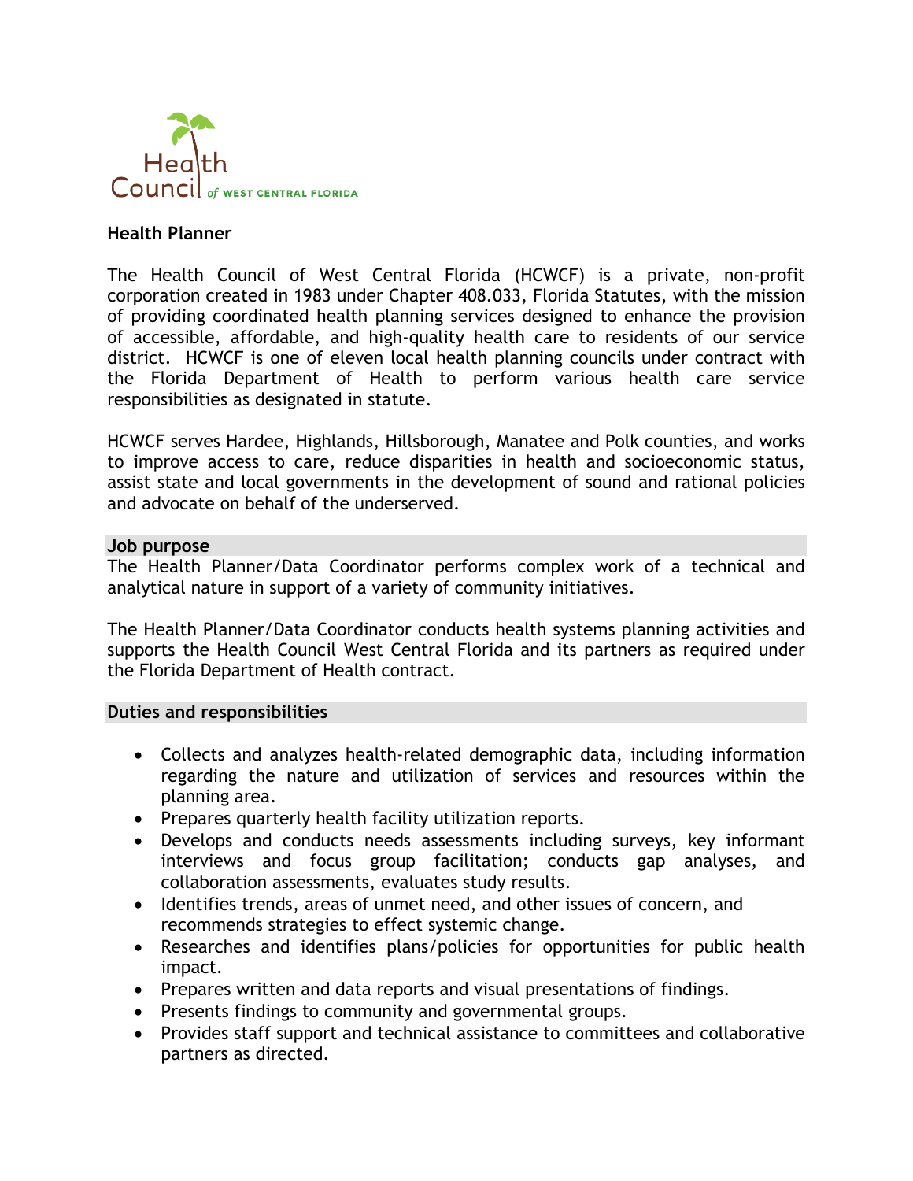Health Council of WEST CENTRAL FLORIDA

**Health Planner**

The Health Council of West Central Florida (HCWCF) is a private, non-profit corporation created in 1983 under Chapter 408.033, Florida Statutes, with the mission of providing coordinated health planning services designed to enhance the provision of accessible, affordable, and high-quality health care to residents of our service district. HCWCF is one of eleven local health planning councils under contract with the Florida Department of Health to perform various health care service responsibilities as designated in statute.

HCWCF serves Hardee, Highlands, Hillsborough, Manatee and Polk counties, and works to improve access to care, reduce disparities in health and socioeconomic status, assist state and local governments in the development of sound and rational policies and advocate on behalf of the underserved.

**Job purpose**

The Health Planner/Data Coordinator performs complex work of a technical and analytical nature in support of a variety of community initiatives.

The Health Planner/Data Coordinator conducts health systems planning activities and supports the Health Council West Central Florida and its partners as required under the Florida Department of Health contract.

**Duties and responsibilities**

- Collects and analyzes health-related demographic data, including information regarding the nature and utilization of services and resources within the planning area.
- Prepares quarterly health facility utilization reports.
- Develops and conducts needs assessments including surveys, key informant interviews and focus group facilitation; conducts gap analyses, and collaboration assessments, evaluates study results.
- Identifies trends, areas of unmet need, and other issues of concern, and recommends strategies to effect systemic change.
- Researches and identifies plans/policies for opportunities for public health impact.
- Prepares written and data reports and visual presentations of findings.
- Presents findings to community and governmental groups.
- Provides staff support and technical assistance to committees and collaborative partners as directed.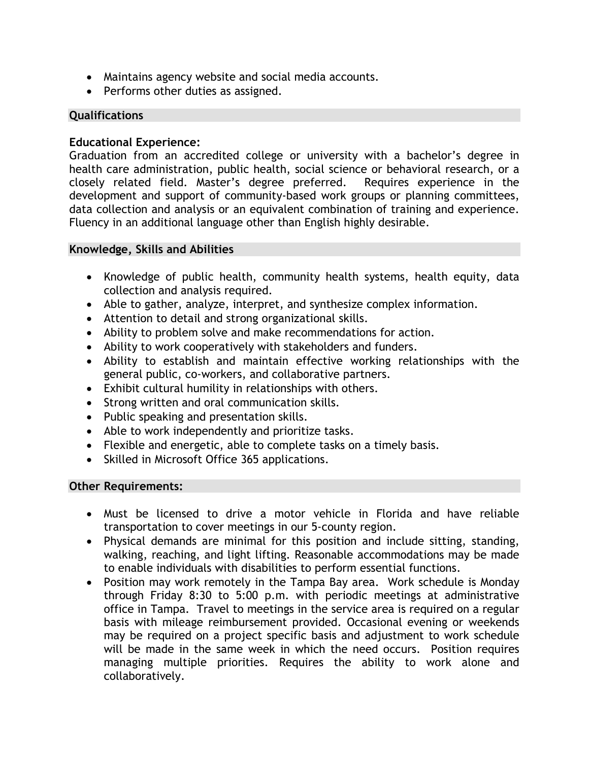- Maintains agency website and social media accounts.
- Performs other duties as assigned.

## Qualifications

**Educational Experience:**
Graduation from an accredited college or university with a bachelor's degree in health care administration, public health, social science or behavioral research, or a closely related field. Master's degree preferred. Requires experience in the development and support of community-based work groups or planning committees, data collection and analysis or an equivalent combination of training and experience. Fluency in an additional language other than English highly desirable.

## Knowledge, Skills and Abilities

- Knowledge of public health, community health systems, health equity, data collection and analysis required.
- Able to gather, analyze, interpret, and synthesize complex information.
- Attention to detail and strong organizational skills.
- Ability to problem solve and make recommendations for action.
- Ability to work cooperatively with stakeholders and funders.
- Ability to establish and maintain effective working relationships with the general public, co-workers, and collaborative partners.
- Exhibit cultural humility in relationships with others.
- Strong written and oral communication skills.
- Public speaking and presentation skills.
- Able to work independently and prioritize tasks.
- Flexible and energetic, able to complete tasks on a timely basis.
- Skilled in Microsoft Office 365 applications.

## Other Requirements:

- Must be licensed to drive a motor vehicle in Florida and have reliable transportation to cover meetings in our 5-county region.
- Physical demands are minimal for this position and include sitting, standing, walking, reaching, and light lifting. Reasonable accommodations may be made to enable individuals with disabilities to perform essential functions.
- Position may work remotely in the Tampa Bay area. Work schedule is Monday through Friday 8:30 to 5:00 p.m. with periodic meetings at administrative office in Tampa. Travel to meetings in the service area is required on a regular basis with mileage reimbursement provided. Occasional evening or weekends may be required on a project specific basis and adjustment to work schedule will be made in the same week in which the need occurs. Position requires managing multiple priorities. Requires the ability to work alone and collaboratively.